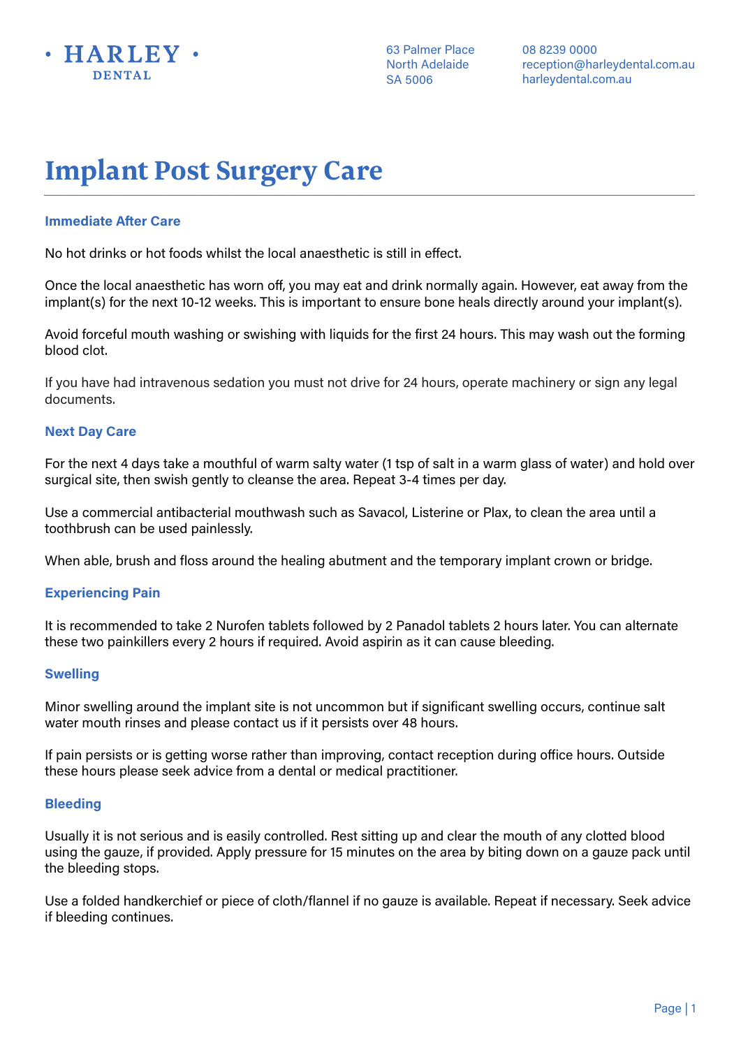**HARLEY DENTAL**

63 Palmer Place
North Adelaide
SA 5006

08 8239 0000
reception@harleydental.com.au
harleydental.com.au

# Implant Post Surgery Care

### Immediate After Care

No hot drinks or hot foods whilst the local anaesthetic is still in effect.

Once the local anaesthetic has worn off, you may eat and drink normally again. However, eat away from the implant(s) for the next 10-12 weeks. This is important to ensure bone heals directly around your implant(s).

Avoid forceful mouth washing or swishing with liquids for the first 24 hours. This may wash out the forming blood clot.

If you have had intravenous sedation you must not drive for 24 hours, operate machinery or sign any legal documents.

### Next Day Care

For the next 4 days take a mouthful of warm salty water (1 tsp of salt in a warm glass of water) and hold over surgical site, then swish gently to cleanse the area. Repeat 3-4 times per day.

Use a commercial antibacterial mouthwash such as Savacol, Listerine or Plax, to clean the area until a toothbrush can be used painlessly.

When able, brush and floss around the healing abutment and the temporary implant crown or bridge.

### Experiencing Pain

It is recommended to take 2 Nurofen tablets followed by 2 Panadol tablets 2 hours later. You can alternate these two painkillers every 2 hours if required. Avoid aspirin as it can cause bleeding.

### Swelling

Minor swelling around the implant site is not uncommon but if significant swelling occurs, continue salt water mouth rinses and please contact us if it persists over 48 hours.

If pain persists or is getting worse rather than improving, contact reception during office hours. Outside these hours please seek advice from a dental or medical practitioner.

### Bleeding

Usually it is not serious and is easily controlled. Rest sitting up and clear the mouth of any clotted blood using the gauze, if provided. Apply pressure for 15 minutes on the area by biting down on a gauze pack until the bleeding stops.

Use a folded handkerchief or piece of cloth/flannel if no gauze is available. Repeat if necessary. Seek advice if bleeding continues.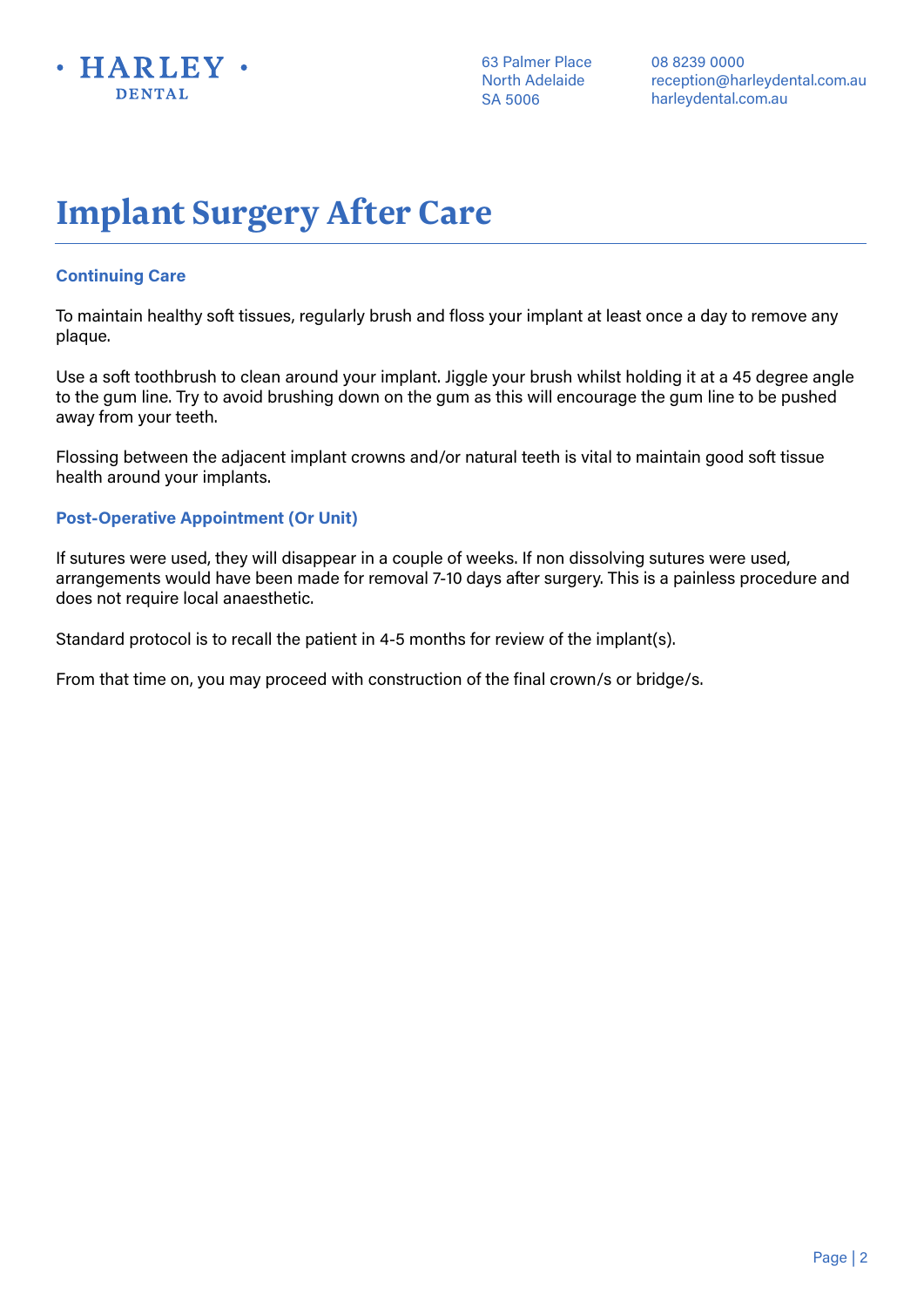# Implant Surgery After Care

### Continuing Care

To maintain healthy soft tissues, regularly brush and floss your implant at least once a day to remove any plaque.

Use a soft toothbrush to clean around your implant. Jiggle your brush whilst holding it at a 45 degree angle to the gum line. Try to avoid brushing down on the gum as this will encourage the gum line to be pushed away from your teeth.

Flossing between the adjacent implant crowns and/or natural teeth is vital to maintain good soft tissue health around your implants.

### Post-Operative Appointment (Or Unit)

If sutures were used, they will disappear in a couple of weeks. If non dissolving sutures were used, arrangements would have been made for removal 7-10 days after surgery. This is a painless procedure and does not require local anaesthetic.

Standard protocol is to recall the patient in 4-5 months for review of the implant(s).

From that time on, you may proceed with construction of the final crown/s or bridge/s.